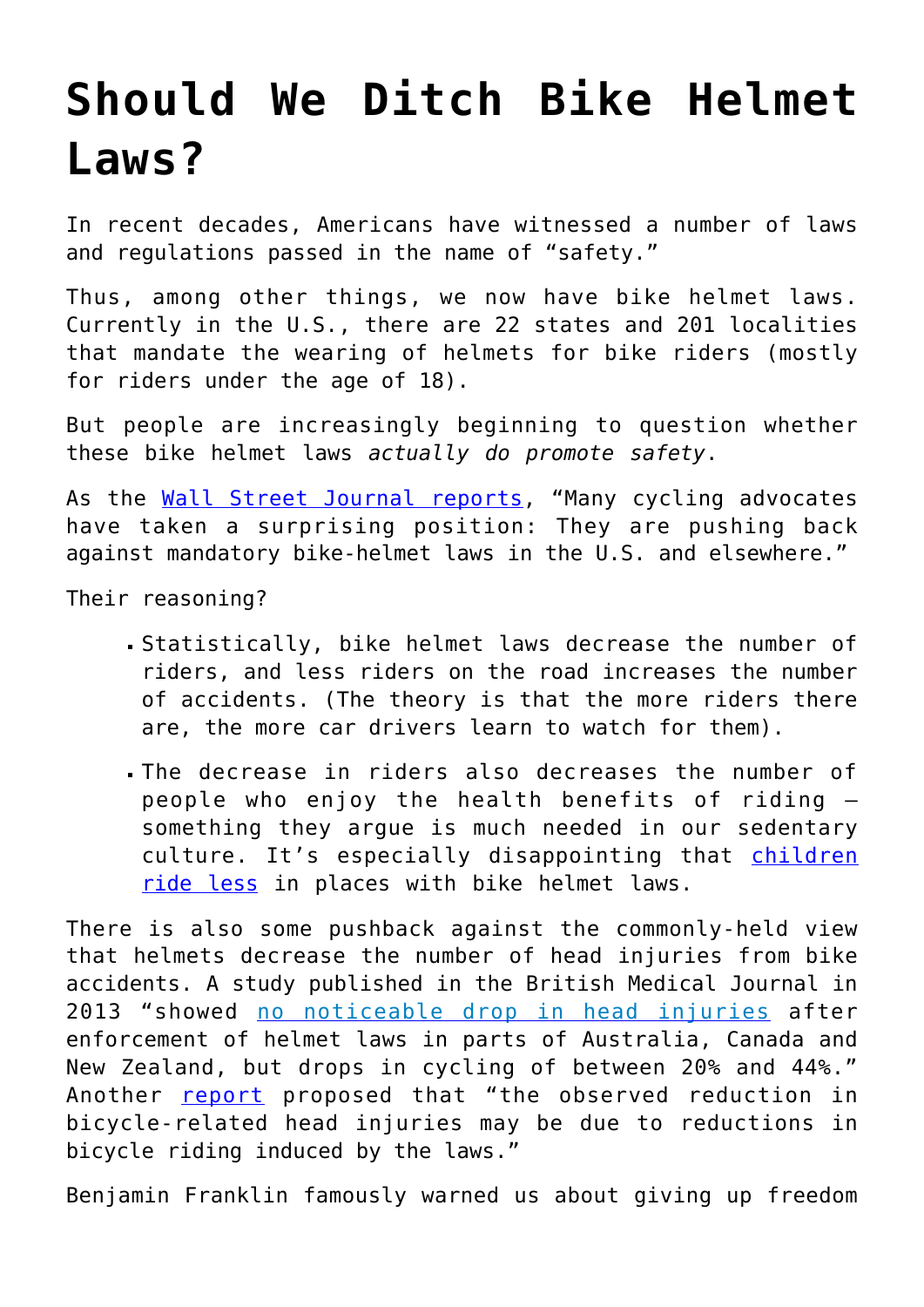# Should We Ditch Bike Helmet Laws?

In recent decades, Americans have witnessed a number of laws and regulations passed in the name of "safety."

Thus, among other things, we now have bike helmet laws. Currently in the U.S., there are 22 states and 201 localities that mandate the wearing of helmets for bike riders (mostly for riders under the age of 18).

But people are increasingly beginning to question whether these bike helmet laws *actually do promote safety*.

As the Wall Street Journal reports, "Many cycling advocates have taken a surprising position: They are pushing back against mandatory bike-helmet laws in the U.S. and elsewhere."

Their reasoning?

- Statistically, bike helmet laws decrease the number of riders, and less riders on the road increases the number of accidents. (The theory is that the more riders there are, the more car drivers learn to watch for them).
- The decrease in riders also decreases the number of people who enjoy the health benefits of riding – something they argue is much needed in our sedentary culture. It's especially disappointing that children ride less in places with bike helmet laws.

There is also some pushback against the commonly-held view that helmets decrease the number of head injuries from bike accidents. A study published in the British Medical Journal in 2013 "showed no noticeable drop in head injuries after enforcement of helmet laws in parts of Australia, Canada and New Zealand, but drops in cycling of between 20% and 44%." Another report proposed that "the observed reduction in bicycle-related head injuries may be due to reductions in bicycle riding induced by the laws."

Benjamin Franklin famously warned us about giving up freedom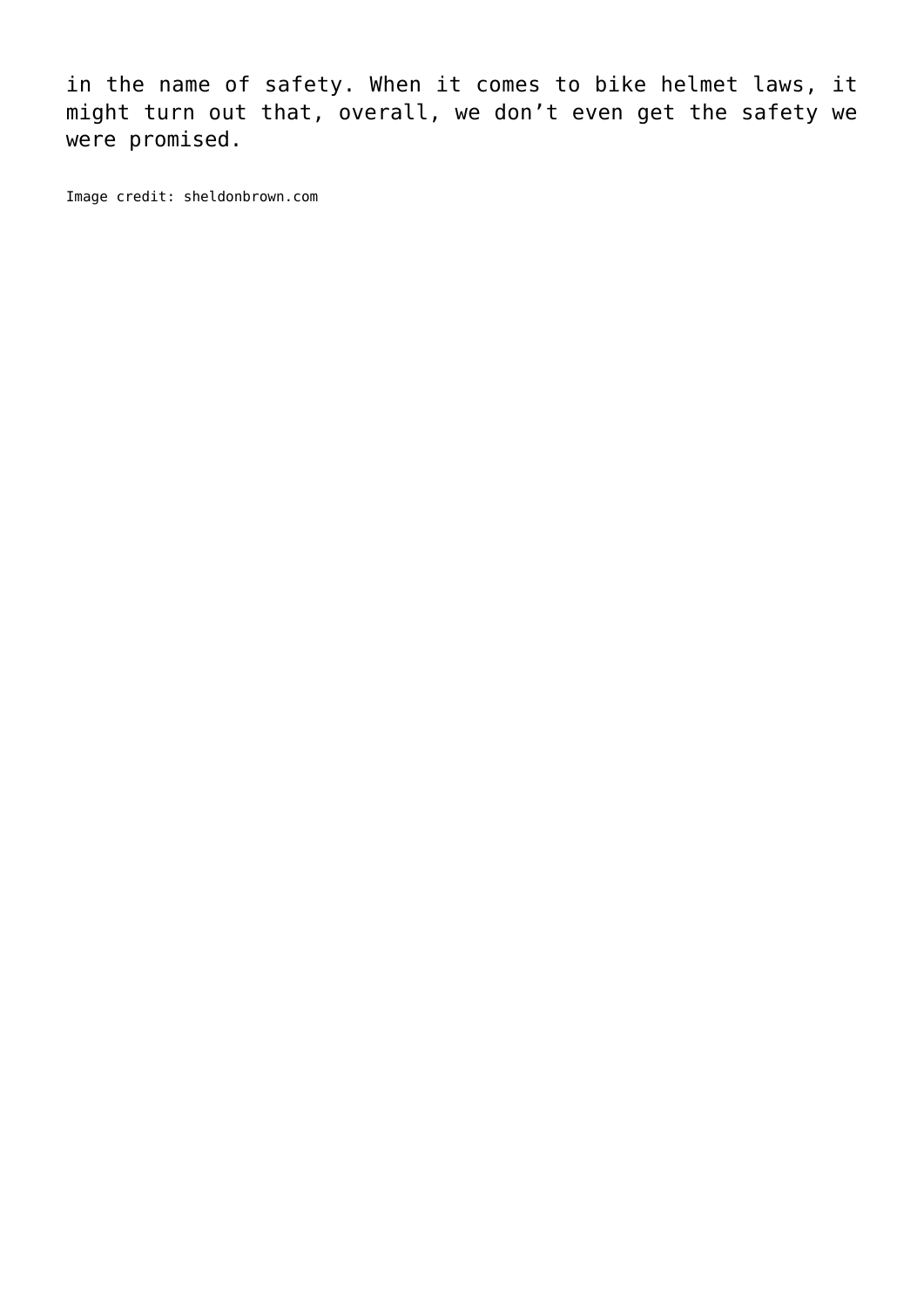in the name of safety. When it comes to bike helmet laws, it might turn out that, overall, we don't even get the safety we were promised.

Image credit: sheldonbrown.com